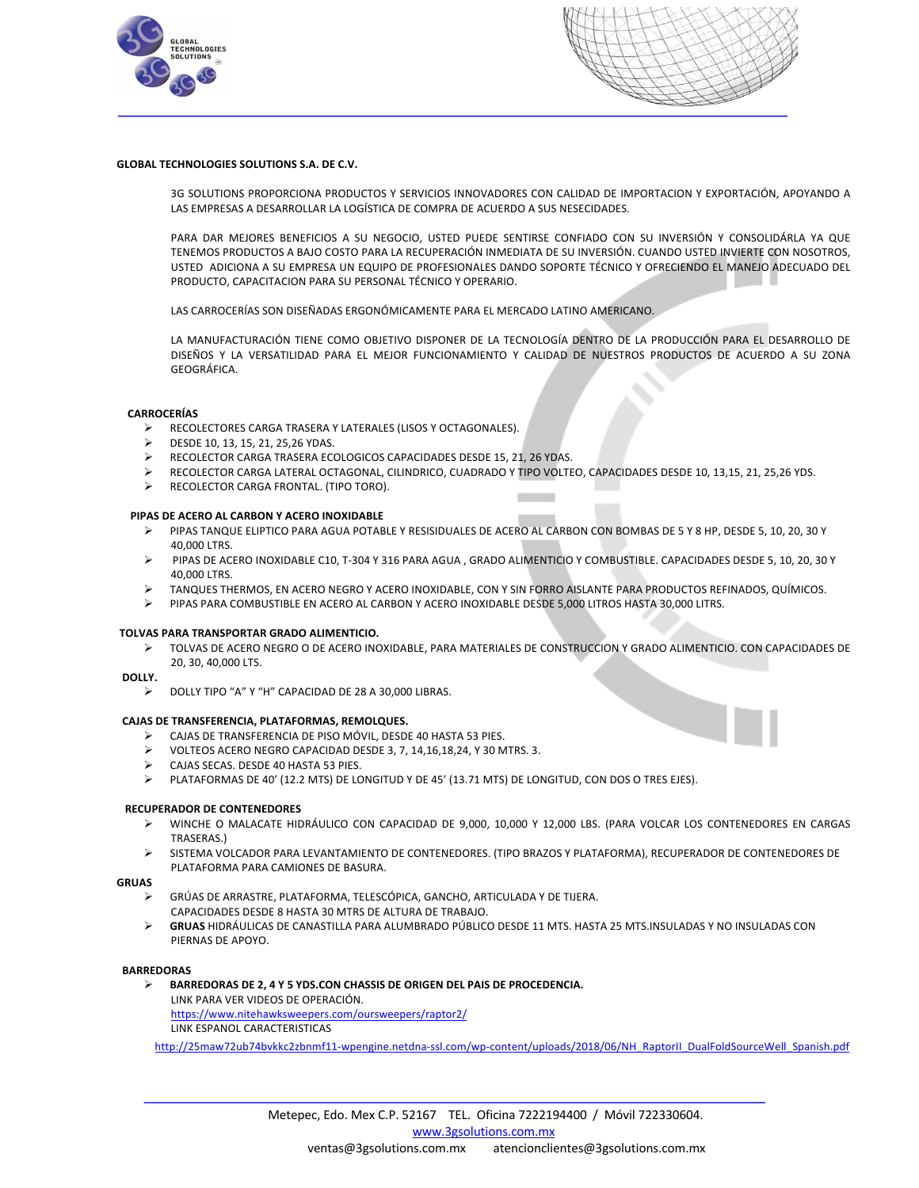**GLOBAL TECHNOLOGIES SOLUTIONS S.A. DE C.V.**

3G SOLUTIONS PROPORCIONA PRODUCTOS Y SERVICIOS INNOVADORES CON CALIDAD DE IMPORTACION Y EXPORTACIÓN, APOYANDO A LAS EMPRESAS A DESARROLLAR LA LOGÍSTICA DE COMPRA DE ACUERDO A SUS NESECIDADES.

PARA DAR MEJORES BENEFICIOS A SU NEGOCIO, USTED PUEDE SENTIRSE CONFIADO CON SU INVERSIÓN Y CONSOLIDÁRLA YA QUE TENEMOS PRODUCTOS A BAJO COSTO PARA LA RECUPERACIÓN INMEDIATA DE SU INVERSIÓN. CUANDO USTED INVIERTE CON NOSOTROS, USTED ADICIONA A SU EMPRESA UN EQUIPO DE PROFESIONALES DANDO SOPORTE TÉCNICO Y OFRECIENDO EL MANEJO ADECUADO DEL PRODUCTO, CAPACITACION PARA SU PERSONAL TÉCNICO Y OPERARIO.

LAS CARROCERÍAS SON DISEÑADAS ERGONÓMICAMENTE PARA EL MERCADO LATINO AMERICANO.

LA MANUFACTURACIÓN TIENE COMO OBJETIVO DISPONER DE LA TECNOLOGÍA DENTRO DE LA PRODUCCIÓN PARA EL DESARROLLO DE DISEÑOS Y LA VERSATILIDAD PARA EL MEJOR FUNCIONAMIENTO Y CALIDAD DE NUESTROS PRODUCTOS DE ACUERDO A SU ZONA GEOGRÁFICA.

**CARROCERÍAS**

- RECOLECTORES CARGA TRASERA Y LATERALES (LISOS Y OCTAGONALES).
- DESDE 10, 13, 15, 21, 25,26 YDAS.
- RECOLECTOR CARGA TRASERA ECOLOGICOS CAPACIDADES DESDE 15, 21, 26 YDAS.
- RECOLECTOR CARGA LATERAL OCTAGONAL, CILINDRICO, CUADRADO Y TIPO VOLTEO, CAPACIDADES DESDE 10, 13,15, 21, 25,26 YDS.
- RECOLECTOR CARGA FRONTAL. (TIPO TORO).

**PIPAS DE ACERO AL CARBON Y ACERO INOXIDABLE**

- PIPAS TANQUE ELIPTICO PARA AGUA POTABLE Y RESISIDUALES DE ACERO AL CARBON CON BOMBAS DE 5 Y 8 HP, DESDE 5, 10, 20, 30 Y 40,000 LTRS.
- PIPAS DE ACERO INOXIDABLE C10, T-304 Y 316 PARA AGUA , GRADO ALIMENTICIO Y COMBUSTIBLE. CAPACIDADES DESDE 5, 10, 20, 30 Y 40,000 LTRS.
- TANQUES THERMOS, EN ACERO NEGRO Y ACERO INOXIDABLE, CON Y SIN FORRO AISLANTE PARA PRODUCTOS REFINADOS, QUÍMICOS.
- PIPAS PARA COMBUSTIBLE EN ACERO AL CARBON Y ACERO INOXIDABLE DESDE 5,000 LITROS HASTA 30,000 LITRS.

**TOLVAS PARA TRANSPORTAR GRADO ALIMENTICIO.**

- TOLVAS DE ACERO NEGRO O DE ACERO INOXIDABLE, PARA MATERIALES DE CONSTRUCCION Y GRADO ALIMENTICIO. CON CAPACIDADES DE 20, 30, 40,000 LTS.

**DOLLY.**

- DOLLY TIPO "A" Y "H" CAPACIDAD DE 28 A 30,000 LIBRAS.

**CAJAS DE TRANSFERENCIA, PLATAFORMAS, REMOLQUES.**

- CAJAS DE TRANSFERENCIA DE PISO MÓVIL, DESDE 40 HASTA 53 PIES.
- VOLTEOS ACERO NEGRO CAPACIDAD DESDE 3, 7, 14,16,18,24, Y 30 MTRS. 3.
- CAJAS SECAS. DESDE 40 HASTA 53 PIES.
- PLATAFORMAS DE 40' (12.2 MTS) DE LONGITUD Y DE 45' (13.71 MTS) DE LONGITUD, CON DOS O TRES EJES).

**RECUPERADOR DE CONTENEDORES**

- WINCHE O MALACATE HIDRÁULICO CON CAPACIDAD DE 9,000, 10,000 Y 12,000 LBS. (PARA VOLCAR LOS CONTENEDORES EN CARGAS TRASERAS.)
- SISTEMA VOLCADOR PARA LEVANTAMIENTO DE CONTENEDORES. (TIPO BRAZOS Y PLATAFORMA), RECUPERADOR DE CONTENEDORES DE PLATAFORMA PARA CAMIONES DE BASURA.

**GRUAS**

- GRÚAS DE ARRASTRE, PLATAFORMA, TELESCÓPICA, GANCHO, ARTICULADA Y DE TIJERA.
  CAPACIDADES DESDE 8 HASTA 30 MTRS DE ALTURA DE TRABAJO.
- **GRUAS** HIDRÁULICAS DE CANASTILLA PARA ALUMBRADO PÚBLICO DESDE 11 MTS. HASTA 25 MTS.INSULADAS Y NO INSULADAS CON PIERNAS DE APOYO.

**BARREDORAS**

- **BARREDORAS DE 2, 4 Y 5 YDS.CON CHASSIS DE ORIGEN DEL PAIS DE PROCEDENCIA.**
  LINK PARA VER VIDEOS DE OPERACIÓN.
  https://www.nitehawksweepers.com/oursweepers/raptor2/
  LINK ESPANOL CARACTERISTICAS
  http://25maw72ub74bvkkc2zbnmf11-wpengine.netdna-ssl.com/wp-content/uploads/2018/06/NH_RaptorII_DualFoldSourceWell_Spanish.pdf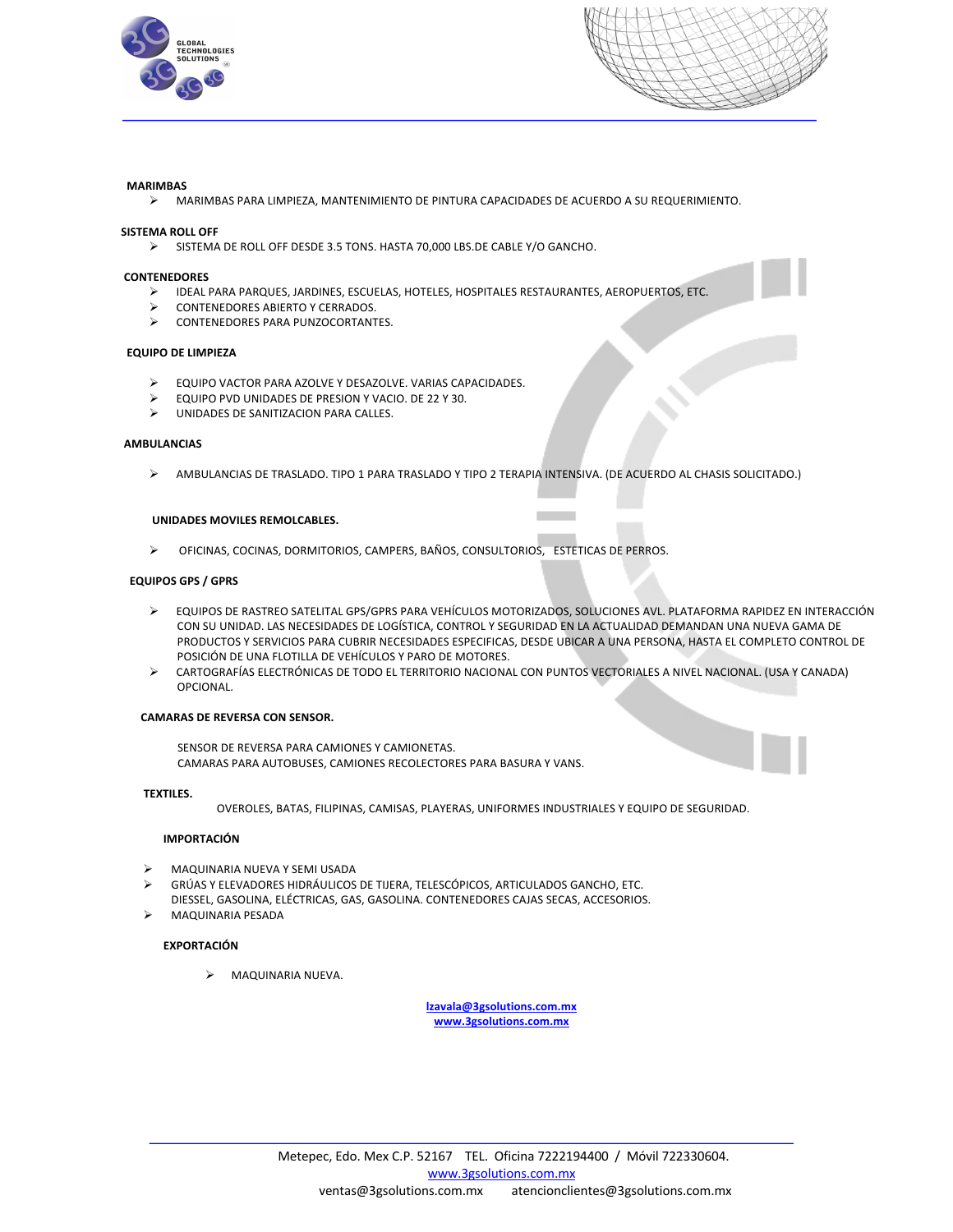**MARIMBAS**

- MARIMBAS PARA LIMPIEZA, MANTENIMIENTO DE PINTURA CAPACIDADES DE ACUERDO A SU REQUERIMIENTO.

**SISTEMA ROLL OFF**

- SISTEMA DE ROLL OFF DESDE 3.5 TONS. HASTA 70,000 LBS.DE CABLE Y/O GANCHO.

**CONTENEDORES**

- IDEAL PARA PARQUES, JARDINES, ESCUELAS, HOTELES, HOSPITALES RESTAURANTES, AEROPUERTOS, ETC.
- CONTENEDORES ABIERTO Y CERRADOS.
- CONTENEDORES PARA PUNZOCORTANTES.

**EQUIPO DE LIMPIEZA**

- EQUIPO VACTOR PARA AZOLVE Y DESAZOLVE. VARIAS CAPACIDADES.
- EQUIPO PVD UNIDADES DE PRESION Y VACIO. DE 22 Y 30.
- UNIDADES DE SANITIZACION PARA CALLES.

**AMBULANCIAS**

- AMBULANCIAS DE TRASLADO. TIPO 1 PARA TRASLADO Y TIPO 2 TERAPIA INTENSIVA. (DE ACUERDO AL CHASIS SOLICITADO.)

**UNIDADES MOVILES REMOLCABLES.**

- OFICINAS, COCINAS, DORMITORIOS, CAMPERS, BAÑOS, CONSULTORIOS, ESTETICAS DE PERROS.

**EQUIPOS GPS / GPRS**

- EQUIPOS DE RASTREO SATELITAL GPS/GPRS PARA VEHÍCULOS MOTORIZADOS, SOLUCIONES AVL. PLATAFORMA RAPIDEZ EN INTERACCIÓN CON SU UNIDAD. LAS NECESIDADES DE LOGÍSTICA, CONTROL Y SEGURIDAD EN LA ACTUALIDAD DEMANDAN UNA NUEVA GAMA DE PRODUCTOS Y SERVICIOS PARA CUBRIR NECESIDADES ESPECIFICAS, DESDE UBICAR A UNA PERSONA, HASTA EL COMPLETO CONTROL DE POSICIÓN DE UNA FLOTILLA DE VEHÍCULOS Y PARO DE MOTORES.
- CARTOGRAFÍAS ELECTRÓNICAS DE TODO EL TERRITORIO NACIONAL CON PUNTOS VECTORIALES A NIVEL NACIONAL. (USA Y CANADA) OPCIONAL.

**CAMARAS DE REVERSA CON SENSOR.**

SENSOR DE REVERSA PARA CAMIONES Y CAMIONETAS.
CAMARAS PARA AUTOBUSES, CAMIONES RECOLECTORES PARA BASURA Y VANS.

**TEXTILES.**

OVEROLES, BATAS, FILIPINAS, CAMISAS, PLAYERAS, UNIFORMES INDUSTRIALES Y EQUIPO DE SEGURIDAD.

**IMPORTACIÓN**

- MAQUINARIA NUEVA Y SEMI USADA
- GRÚAS Y ELEVADORES HIDRÁULICOS DE TIJERA, TELESCÓPICOS, ARTICULADOS GANCHO, ETC. DIESSEL, GASOLINA, ELÉCTRICAS, GAS, GASOLINA. CONTENEDORES CAJAS SECAS, ACCESORIOS.
- MAQUINARIA PESADA

**EXPORTACIÓN**

- MAQUINARIA NUEVA.

**lzavala@3gsolutions.com.mx**
**www.3gsolutions.com.mx**

Metepec, Edo. Mex C.P. 52167 TEL. Oficina 7222194400 / Móvil 722330604.
www.3gsolutions.com.mx
ventas@3gsolutions.com.mx atencionclientes@3gsolutions.com.mx